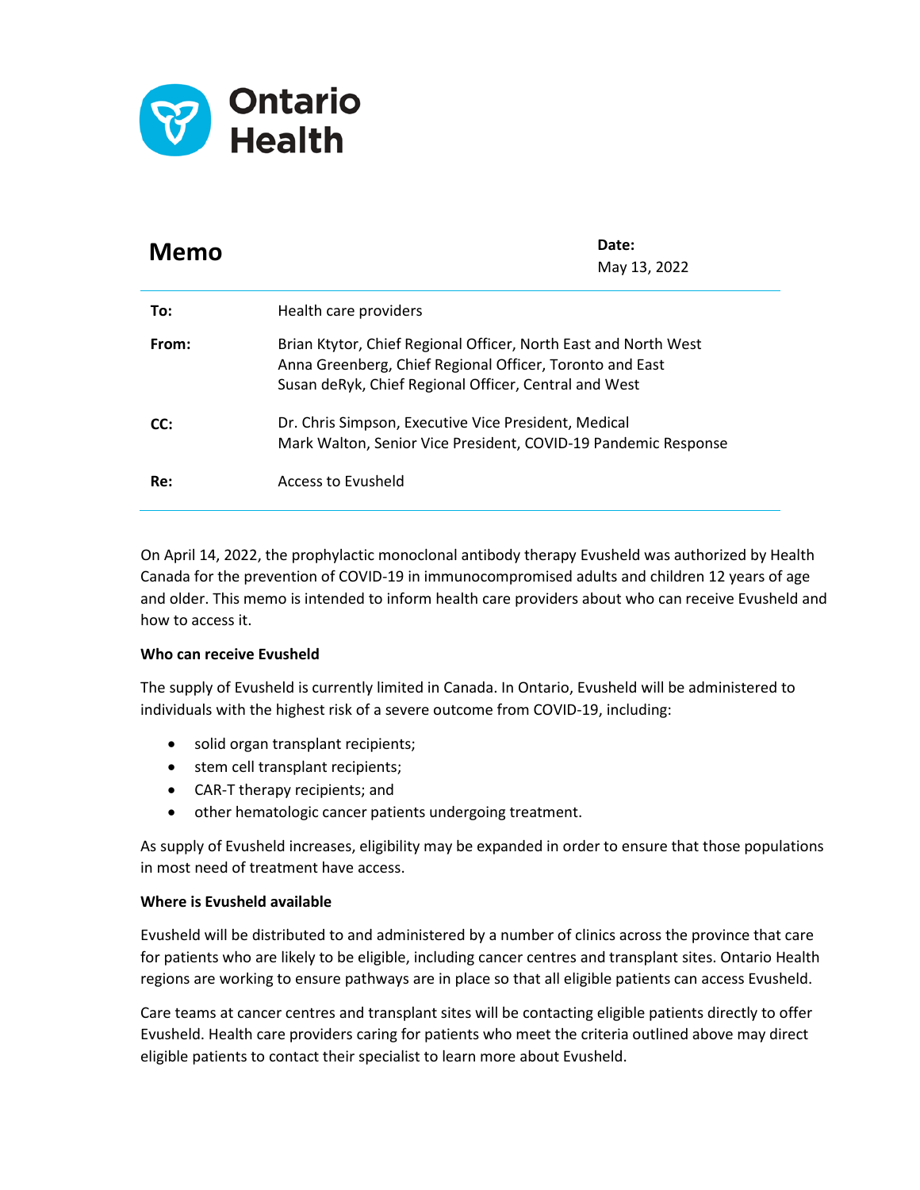Ontario Health

# Memo

**Date:**
May 13, 2022

| | |
|---|---|
| **To:** | Health care providers |
| **From:** | Brian Ktytor, Chief Regional Officer, North East and North West<br>Anna Greenberg, Chief Regional Officer, Toronto and East<br>Susan deRyk, Chief Regional Officer, Central and West |
| **CC:** | Dr. Chris Simpson, Executive Vice President, Medical<br>Mark Walton, Senior Vice President, COVID-19 Pandemic Response |
| **Re:** | Access to Evusheld |

On April 14, 2022, the prophylactic monoclonal antibody therapy Evusheld was authorized by Health Canada for the prevention of COVID-19 in immunocompromised adults and children 12 years of age and older. This memo is intended to inform health care providers about who can receive Evusheld and how to access it.

**Who can receive Evusheld**

The supply of Evusheld is currently limited in Canada. In Ontario, Evusheld will be administered to individuals with the highest risk of a severe outcome from COVID-19, including:

- solid organ transplant recipients;
- stem cell transplant recipients;
- CAR-T therapy recipients; and
- other hematologic cancer patients undergoing treatment.

As supply of Evusheld increases, eligibility may be expanded in order to ensure that those populations in most need of treatment have access.

**Where is Evusheld available**

Evusheld will be distributed to and administered by a number of clinics across the province that care for patients who are likely to be eligible, including cancer centres and transplant sites. Ontario Health regions are working to ensure pathways are in place so that all eligible patients can access Evusheld.

Care teams at cancer centres and transplant sites will be contacting eligible patients directly to offer Evusheld. Health care providers caring for patients who meet the criteria outlined above may direct eligible patients to contact their specialist to learn more about Evusheld.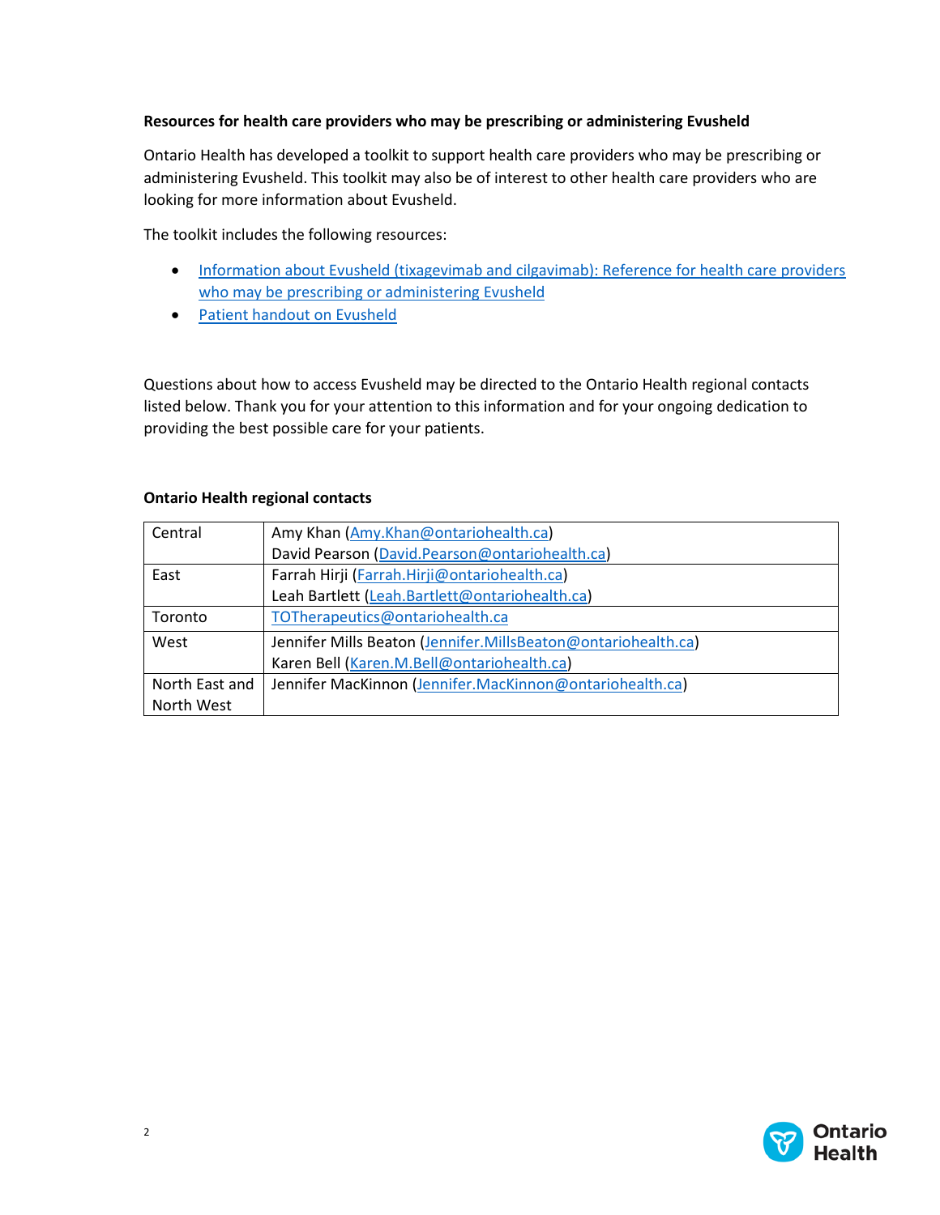**Resources for health care providers who may be prescribing or administering Evusheld**

Ontario Health has developed a toolkit to support health care providers who may be prescribing or administering Evusheld. This toolkit may also be of interest to other health care providers who are looking for more information about Evusheld.

The toolkit includes the following resources:

- Information about Evusheld (tixagevimab and cilgavimab): Reference for health care providers who may be prescribing or administering Evusheld
- Patient handout on Evusheld

Questions about how to access Evusheld may be directed to the Ontario Health regional contacts listed below. Thank you for your attention to this information and for your ongoing dedication to providing the best possible care for your patients.

**Ontario Health regional contacts**

| | |
|---|---|
| Central | Amy Khan (Amy.Khan@ontariohealth.ca)<br>David Pearson (David.Pearson@ontariohealth.ca) |
| East | Farrah Hirji (Farrah.Hirji@ontariohealth.ca)<br>Leah Bartlett (Leah.Bartlett@ontariohealth.ca) |
| Toronto | TOTherapeutics@ontariohealth.ca |
| West | Jennifer Mills Beaton (Jennifer.MillsBeaton@ontariohealth.ca)<br>Karen Bell (Karen.M.Bell@ontariohealth.ca) |
| North East and North West | Jennifer MacKinnon (Jennifer.MacKinnon@ontariohealth.ca) |